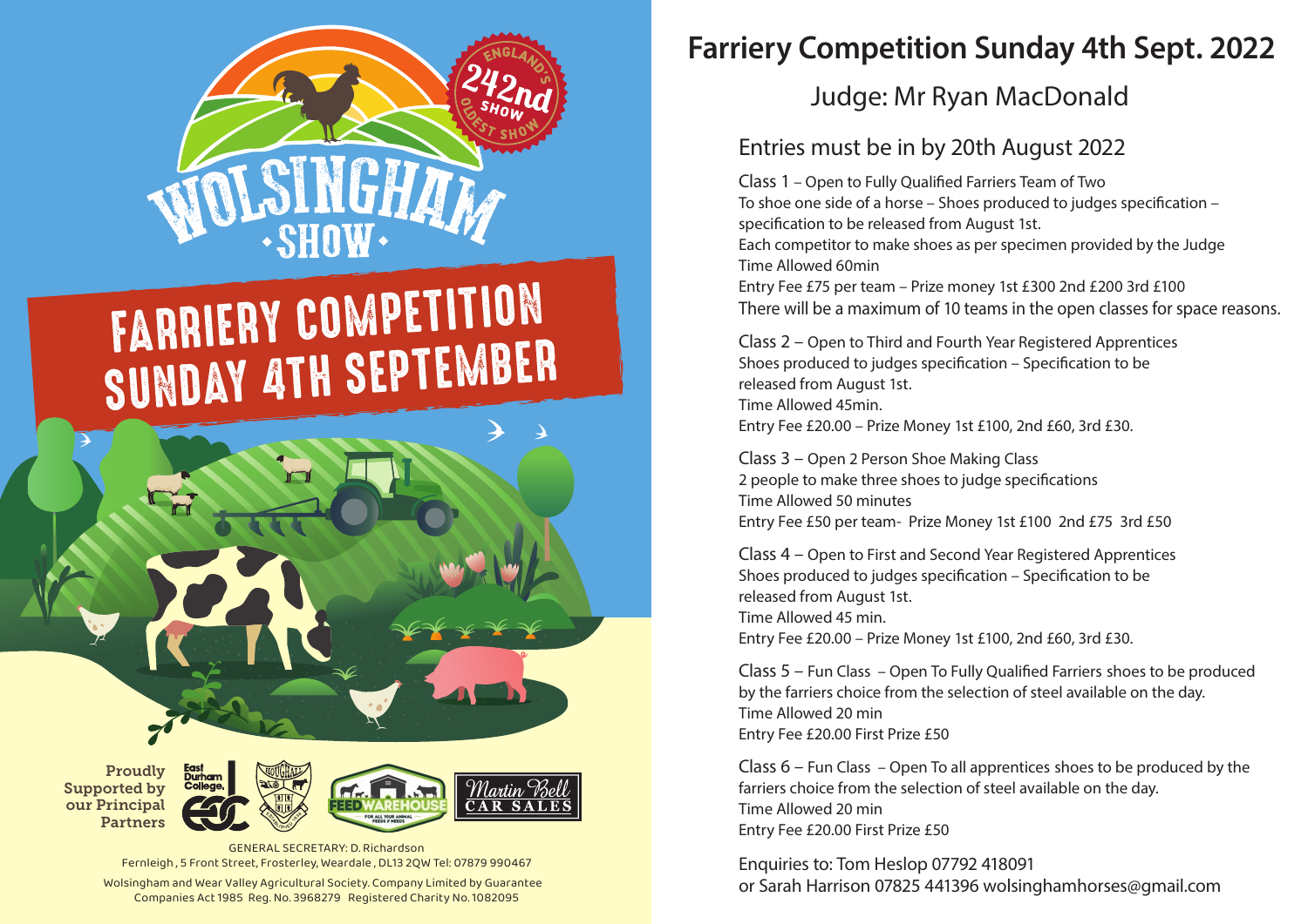# WOLSINGHAM SHOW

ENGLAND'S OLDEST SHOW – 242nd SHOW

## FARRIERY COMPETITION SUNDAY 4TH SEPTEMBER

Proudly Supported by our Principal Partners

East Durham College

FEED WAREHOUSE – FOR ALL YOUR ANIMAL FEEDS & NEEDS

Martin Bell CAR SALES

GENERAL SECRETARY: D. Richardson
Fernleigh, 5 Front Street, Frosterley, Weardale, DL13 2QW Tel: 07879 990467

Wolsingham and Wear Valley Agricultural Society. Company Limited by Guarantee
Companies Act 1985 Reg. No. 3968279 Registered Charity No. 1082095

# Farriery Competition Sunday 4th Sept. 2022

## Judge: Mr Ryan MacDonald

### Entries must be in by 20th August 2022

Class 1 – Open to Fully Qualified Farriers Team of Two
To shoe one side of a horse – Shoes produced to judges specification – specification to be released from August 1st.
Each competitor to make shoes as per specimen provided by the Judge
Time Allowed 60min
Entry Fee £75 per team – Prize money 1st £300 2nd £200 3rd £100
There will be a maximum of 10 teams in the open classes for space reasons.

Class 2 – Open to Third and Fourth Year Registered Apprentices
Shoes produced to judges specification – Specification to be released from August 1st.
Time Allowed 45min.
Entry Fee £20.00 – Prize Money 1st £100, 2nd £60, 3rd £30.

Class 3 – Open 2 Person Shoe Making Class
2 people to make three shoes to judge specifications
Time Allowed 50 minutes
Entry Fee £50 per team- Prize Money 1st £100 2nd £75 3rd £50

Class 4 – Open to First and Second Year Registered Apprentices
Shoes produced to judges specification – Specification to be released from August 1st.
Time Allowed 45 min.
Entry Fee £20.00 – Prize Money 1st £100, 2nd £60, 3rd £30.

Class 5 – Fun Class – Open To Fully Qualified Farriers shoes to be produced by the farriers choice from the selection of steel available on the day.
Time Allowed 20 min
Entry Fee £20.00 First Prize £50

Class 6 – Fun Class – Open To all apprentices shoes to be produced by the farriers choice from the selection of steel available on the day.
Time Allowed 20 min
Entry Fee £20.00 First Prize £50

Enquiries to: Tom Heslop 07792 418091
or Sarah Harrison 07825 441396 wolsinghamhorses@gmail.com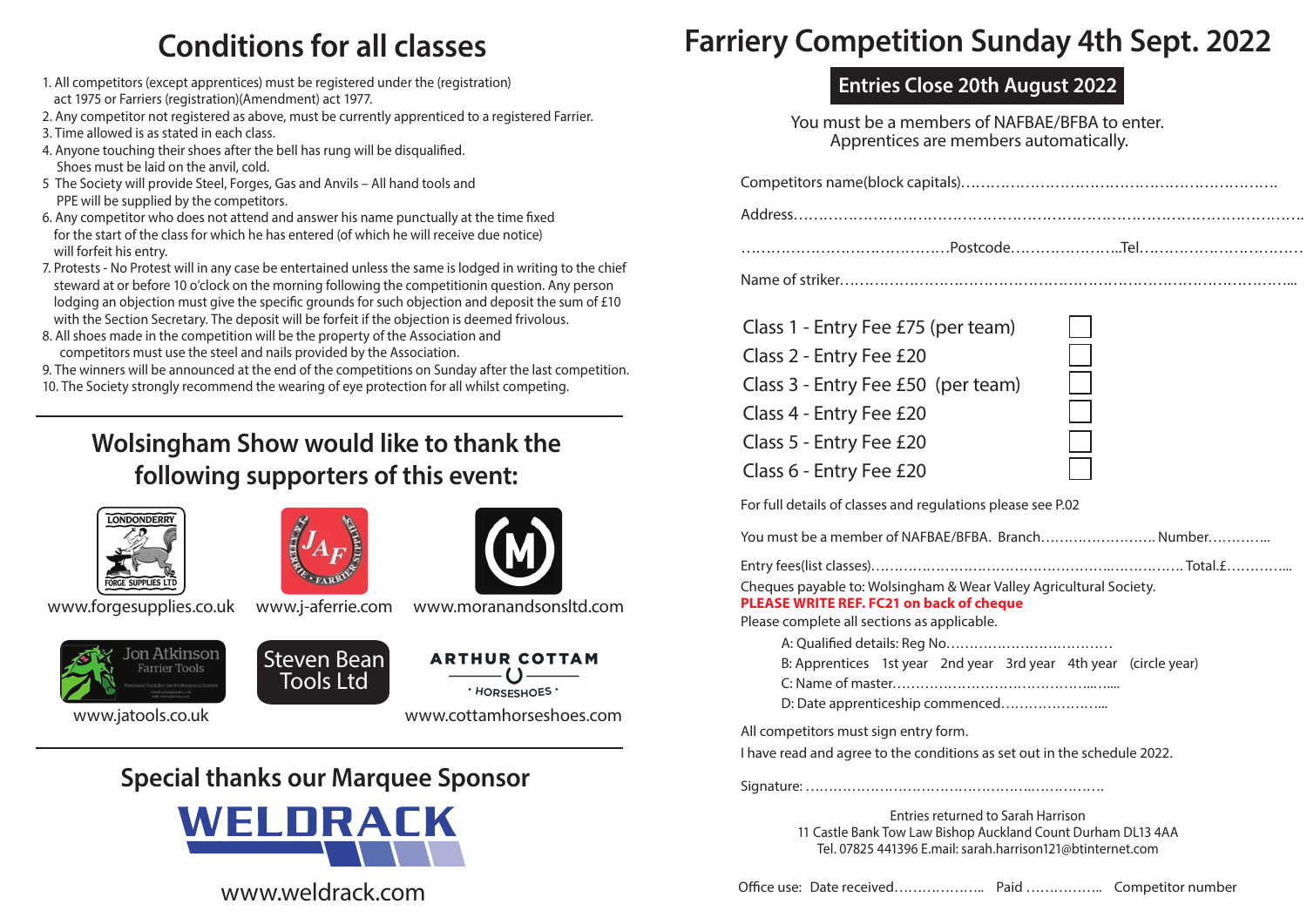# Conditions for all classes

1. All competitors (except apprentices) must be registered under the (registration) act 1975 or Farriers (registration)(Amendment) act 1977.
2. Any competitor not registered as above, must be currently apprenticed to a registered Farrier.
3. Time allowed is as stated in each class.
4. Anyone touching their shoes after the bell has rung will be disqualified. Shoes must be laid on the anvil, cold.
5. The Society will provide Steel, Forges, Gas and Anvils – All hand tools and PPE will be supplied by the competitors.
6. Any competitor who does not attend and answer his name punctually at the time fixed for the start of the class for which he has entered (of which he will receive due notice) will forfeit his entry.
7. Protests - No Protest will in any case be entertained unless the same is lodged in writing to the chief steward at or before 10 o'clock on the morning following the competitionin question. Any person lodging an objection must give the specific grounds for such objection and deposit the sum of £10 with the Section Secretary. The deposit will be forfeit if the objection is deemed frivolous.
8. All shoes made in the competition will be the property of the Association and competitors must use the steel and nails provided by the Association.
9. The winners will be announced at the end of the competitions on Sunday after the last competition.
10. The Society strongly recommend the wearing of eye protection for all whilst competing.

## Wolsingham Show would like to thank the following supporters of this event:

www.forgesupplies.co.uk

www.j-aferrie.com

www.moranandsonsltd.com

Jon Atkinson Farrier Tools

www.jatools.co.uk

Steven Bean Tools Ltd

ARTHUR COTTAM HORSESHOES

www.cottamhorseshoes.com

## Special thanks our Marquee Sponsor

WELDRACK

www.weldrack.com

# Farriery Competition Sunday 4th Sept. 2022

**Entries Close 20th August 2022**

You must be a members of NAFBAE/BFBA to enter.
Apprentices are members automatically.

Competitors name(block capitals)……………………………………………………….

Address…………………………………………………………………………………………

……………………………………Postcode…………………...Tel……………………………

Name of striker………………………………………………………………………………...

Class 1 - Entry Fee £75 (per team) ☐

Class 2 - Entry Fee £20 ☐

Class 3 - Entry Fee £50 (per team) ☐

Class 4 - Entry Fee £20 ☐

Class 5 - Entry Fee £20 ☐

Class 6 - Entry Fee £20 ☐

For full details of classes and regulations please see P.02

You must be a member of NAFBAE/BFBA. Branch…………………….. Number…………..

Entry fees(list classes)…………………………………………………………………. Total.£…………...

Cheques payable to: Wolsingham & Wear Valley Agricultural Society.

**PLEASE WRITE REF. FC21 on back of cheque**

Please complete all sections as applicable.

A: Qualified details: Reg No………………………………

B: Apprentices 1st year 2nd year 3rd year 4th year (circle year)

C: Name of master…………………………………………...

D: Date apprenticeship commenced…………………...

All competitors must sign entry form.

I have read and agree to the conditions as set out in the schedule 2022.

Signature: ……………………………………………………………

Entries returned to Sarah Harrison
11 Castle Bank Tow Law Bishop Auckland Count Durham DL13 4AA
Tel. 07825 441396 E.mail: sarah.harrison121@btinternet.com

Office use: Date received……………….. Paid …………….. Competitor number